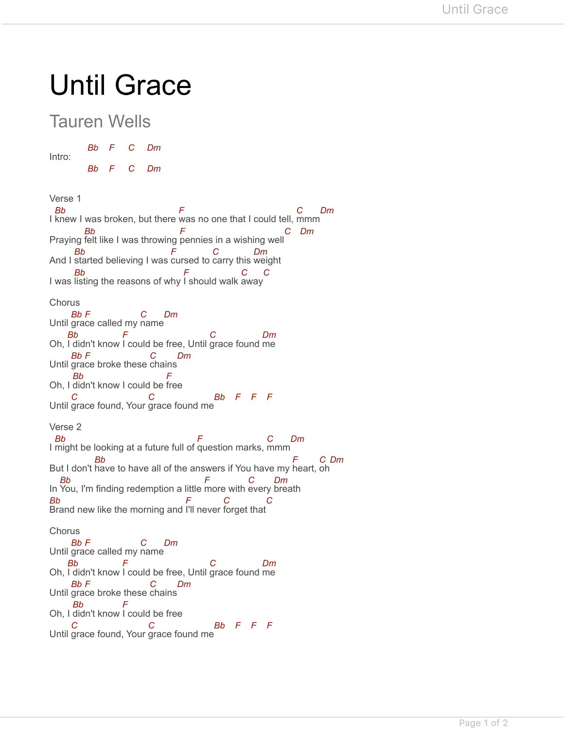# Until Grace

## Tauren Wells

```
Intro:  Bb   F    C    Dm
        Bb   F    C    Dm
```

Verse 1

```
 Bb                                F                              C      Dm
I knew I was broken, but there was no one that I could tell, mmm
         Bb                        F                        C    Dm
Praying felt like I was throwing pennies in a wishing well
     Bb                          F            C            Dm
And I started believing I was cursed to carry this weight
     Bb                            F              C      C
I was listing the reasons of why I should walk away
```

Chorus

```
       Bb F              C       Dm
Until grace called my name
      Bb           F                    C               Dm
Oh, I didn't know I could be free, Until grace found me
       Bb F                 C        Dm
Until grace broke these chains
       Bb                     F
Oh, I didn't know I could be free
       C                 C                 Bb    F    F    F
Until grace found, Your grace found me
```

Verse 2

```
 Bb                                    F                    C      Dm
I might be looking at a future full of question marks, mmm
            Bb                                                F        C  Dm
But I don't have to have all of the answers if You have my heart, oh
   Bb                                  F             C       Dm
In You, I'm finding redemption a little more with every breath
Bb                                   F           C            C
Brand new like the morning and I'll never forget that
```

Chorus

```
       Bb F              C       Dm
Until grace called my name
      Bb           F                    C               Dm
Oh, I didn't know I could be free, Until grace found me
       Bb F                 C        Dm
Until grace broke these chains
       Bb           F
Oh, I didn't know I could be free
       C                 C                 Bb    F    F    F
Until grace found, Your grace found me
```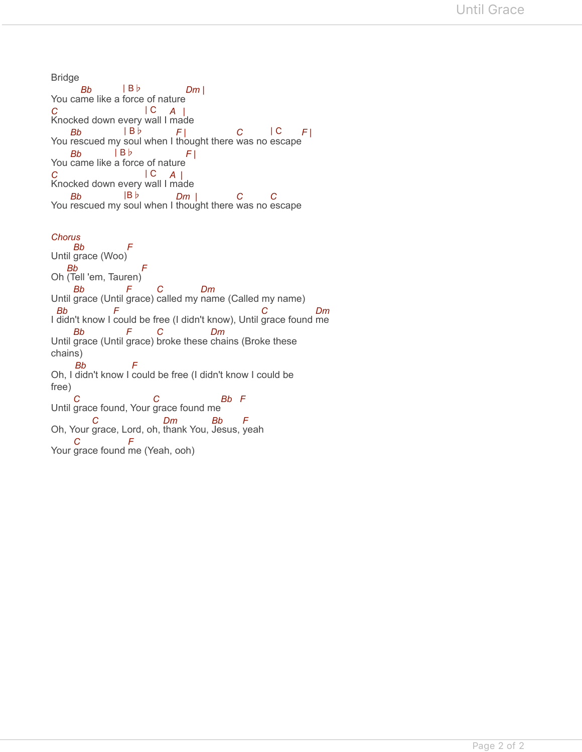Bridge

```
      Bb          | B♭                Dm |
You came like a force of nature
C                         | C    A  |
Knocked down every wall I made
     Bb             | B♭           F |          C          | C       F |
You rescued my soul when I thought there was no escape
     Bb          | B♭             F |
You came like a force of nature
C                         | C    A  |
Knocked down every wall I made
     Bb             |B♭          Dm  |          C        C
You rescued my soul when I thought there was no escape
```

*Chorus*

```
       Bb          F
Until grace (Woo)
    Bb              F
Oh (Tell 'em, Tauren)
       Bb          F        C          Dm
Until grace (Until grace) called my name (Called my name)
  Bb         F                                         C              Dm
I didn't know I could be free (I didn't know), Until grace found me
       Bb          F        C            Dm
Until grace (Until grace) broke these chains (Broke these
chains)
       Bb            F
Oh, I didn't know I could be free (I didn't know I could be
free)
       C                C                   Bb   F
Until grace found, Your grace found me
           C                Dm           Bb       F
Oh, Your grace, Lord, oh, thank You, Jesus, yeah
       C             F
Your grace found me (Yeah, ooh)
```